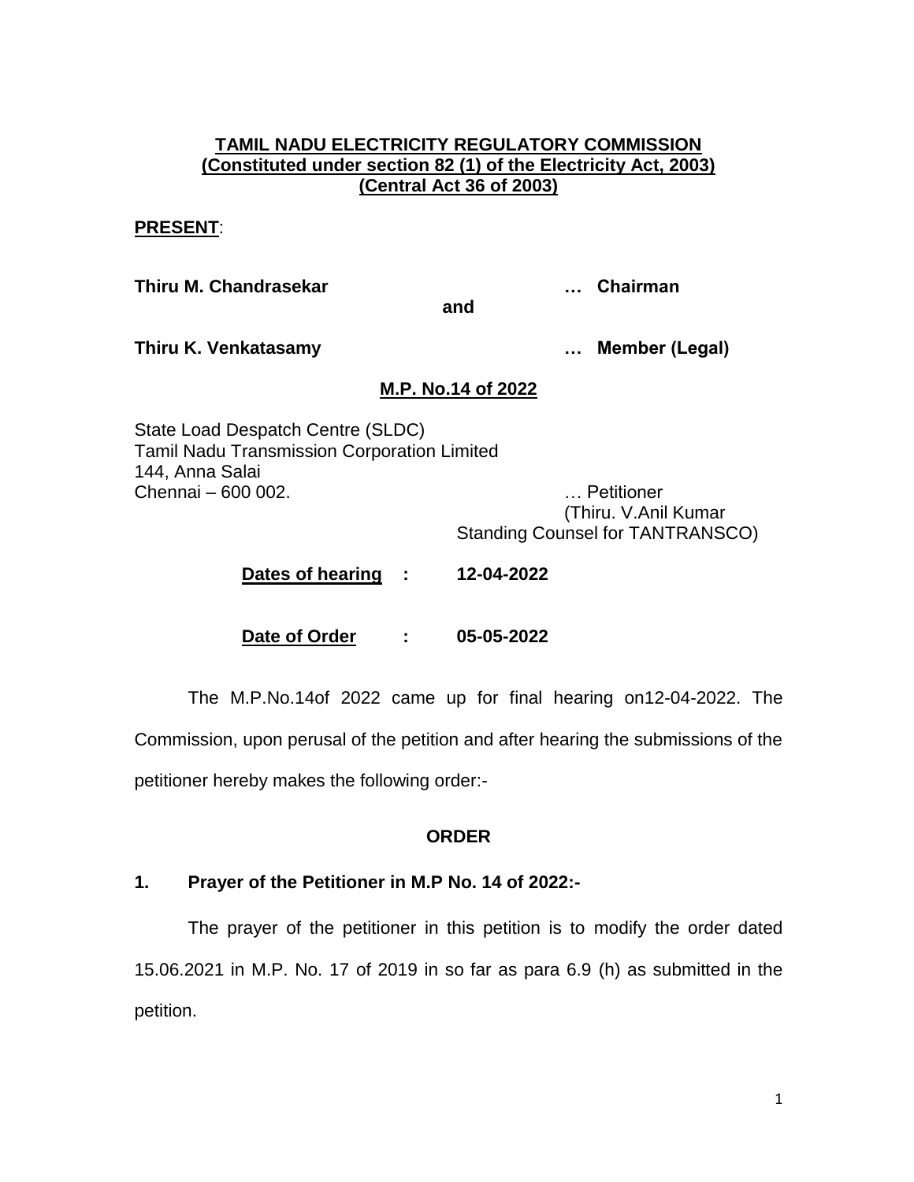**TAMIL NADU ELECTRICITY REGULATORY COMMISSION**
**(Constituted under section 82 (1) of the Electricity Act, 2003)**
**(Central Act 36 of 2003)**

**PRESENT**:

**Thiru M. Chandrasekar** … **Chairman**

**and**

**Thiru K. Venkatasamy** … **Member (Legal)**

**M.P. No.14 of 2022**

State Load Despatch Centre (SLDC)
Tamil Nadu Transmission Corporation Limited
144, Anna Salai
Chennai – 600 002.

… Petitioner
(Thiru. V.Anil Kumar
Standing Counsel for TANTRANSCO)

**Dates of hearing : 12-04-2022**

**Date of Order : 05-05-2022**

The M.P.No.14of 2022 came up for final hearing on12-04-2022. The Commission, upon perusal of the petition and after hearing the submissions of the petitioner hereby makes the following order:-

**ORDER**

**1. Prayer of the Petitioner in M.P No. 14 of 2022:-**

The prayer of the petitioner in this petition is to modify the order dated 15.06.2021 in M.P. No. 17 of 2019 in so far as para 6.9 (h) as submitted in the petition.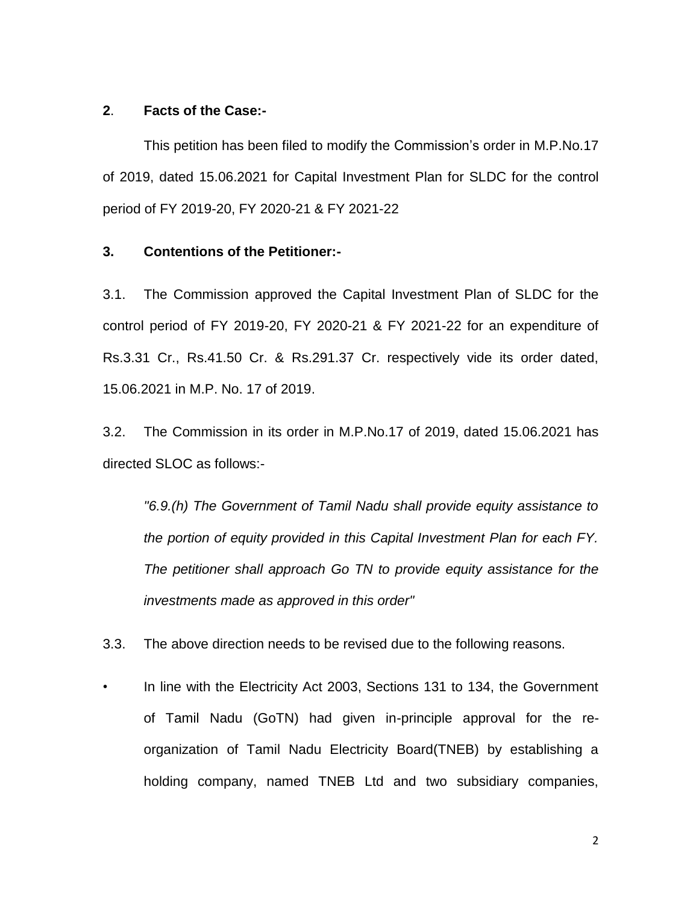**2**. **Facts of the Case:-**

This petition has been filed to modify the Commission's order in M.P.No.17 of 2019, dated 15.06.2021 for Capital Investment Plan for SLDC for the control period of FY 2019-20, FY 2020-21 & FY 2021-22

**3. Contentions of the Petitioner:-**

3.1. The Commission approved the Capital Investment Plan of SLDC for the control period of FY 2019-20, FY 2020-21 & FY 2021-22 for an expenditure of Rs.3.31 Cr., Rs.41.50 Cr. & Rs.291.37 Cr. respectively vide its order dated, 15.06.2021 in M.P. No. 17 of 2019.

3.2. The Commission in its order in M.P.No.17 of 2019, dated 15.06.2021 has directed SLOC as follows:-

> *"6.9.(h) The Government of Tamil Nadu shall provide equity assistance to the portion of equity provided in this Capital Investment Plan for each FY. The petitioner shall approach Go TN to provide equity assistance for the investments made as approved in this order"*

3.3. The above direction needs to be revised due to the following reasons.

- In line with the Electricity Act 2003, Sections 131 to 134, the Government of Tamil Nadu (GoTN) had given in-principle approval for the re-organization of Tamil Nadu Electricity Board(TNEB) by establishing a holding company, named TNEB Ltd and two subsidiary companies,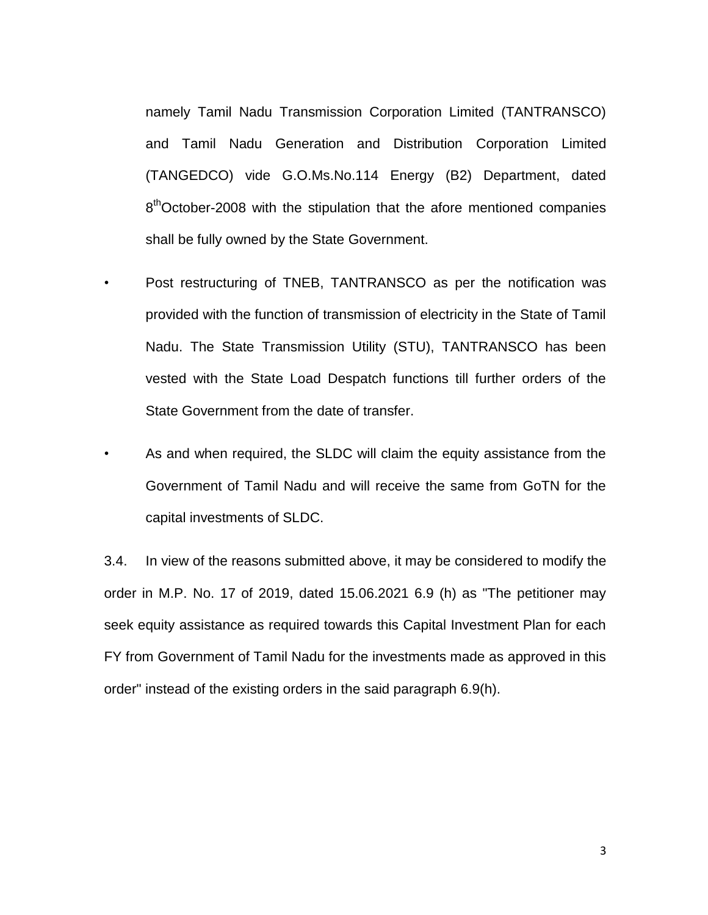namely Tamil Nadu Transmission Corporation Limited (TANTRANSCO) and Tamil Nadu Generation and Distribution Corporation Limited (TANGEDCO) vide G.O.Ms.No.114 Energy (B2) Department, dated 8th October-2008 with the stipulation that the afore mentioned companies shall be fully owned by the State Government.

- Post restructuring of TNEB, TANTRANSCO as per the notification was provided with the function of transmission of electricity in the State of Tamil Nadu. The State Transmission Utility (STU), TANTRANSCO has been vested with the State Load Despatch functions till further orders of the State Government from the date of transfer.

- As and when required, the SLDC will claim the equity assistance from the Government of Tamil Nadu and will receive the same from GoTN for the capital investments of SLDC.

3.4. In view of the reasons submitted above, it may be considered to modify the order in M.P. No. 17 of 2019, dated 15.06.2021 6.9 (h) as "The petitioner may seek equity assistance as required towards this Capital Investment Plan for each FY from Government of Tamil Nadu for the investments made as approved in this order" instead of the existing orders in the said paragraph 6.9(h).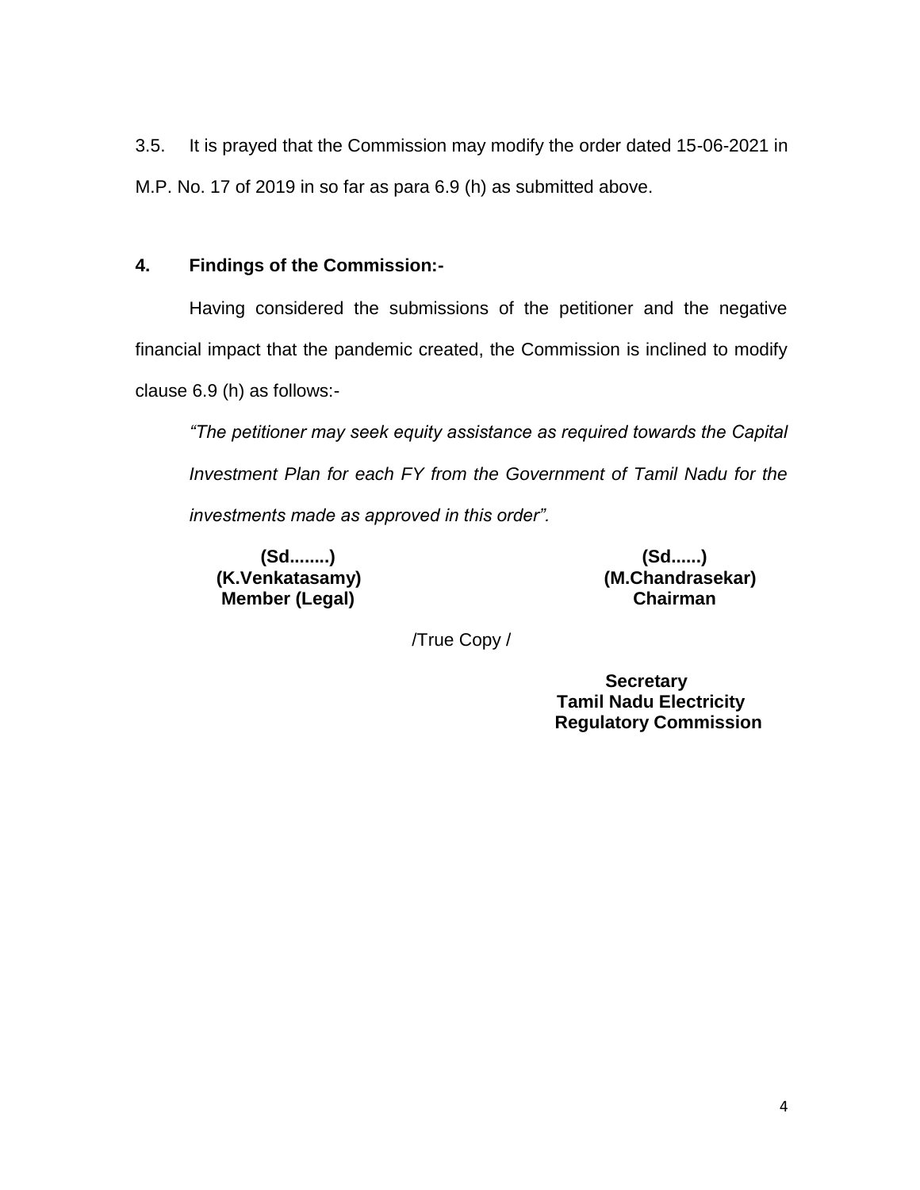3.5. It is prayed that the Commission may modify the order dated 15-06-2021 in M.P. No. 17 of 2019 in so far as para 6.9 (h) as submitted above.

**4. Findings of the Commission:-**

Having considered the submissions of the petitioner and the negative financial impact that the pandemic created, the Commission is inclined to modify clause 6.9 (h) as follows:-

*"The petitioner may seek equity assistance as required towards the Capital Investment Plan for each FY from the Government of Tamil Nadu for the investments made as approved in this order".*

| | |
|---|---|
| **(Sd........)** | **(Sd......)** |
| **(K.Venkatasamy)** | **(M.Chandrasekar)** |
| **Member (Legal)** | **Chairman** |

/True Copy /

**Secretary**
**Tamil Nadu Electricity Regulatory Commission**